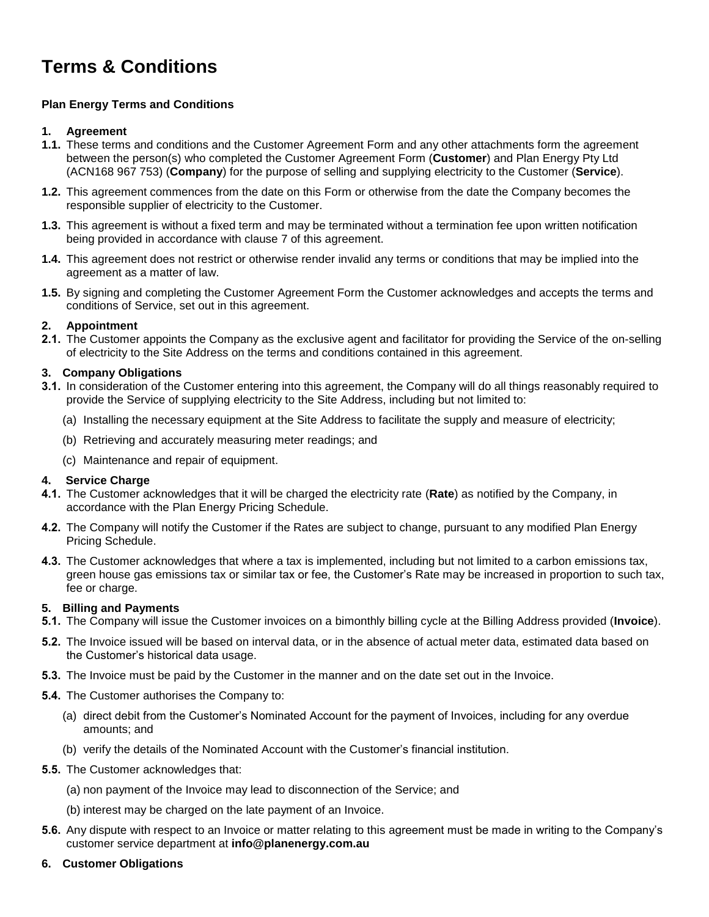# Terms & Conditions

**Plan Energy Terms and Conditions**

**1. Agreement**

**1.1.** These terms and conditions and the Customer Agreement Form and any other attachments form the agreement between the person(s) who completed the Customer Agreement Form (**Customer**) and Plan Energy Pty Ltd (ACN168 967 753) (**Company**) for the purpose of selling and supplying electricity to the Customer (**Service**).

**1.2.** This agreement commences from the date on this Form or otherwise from the date the Company becomes the responsible supplier of electricity to the Customer.

**1.3.** This agreement is without a fixed term and may be terminated without a termination fee upon written notification being provided in accordance with clause 7 of this agreement.

**1.4.** This agreement does not restrict or otherwise render invalid any terms or conditions that may be implied into the agreement as a matter of law.

**1.5.** By signing and completing the Customer Agreement Form the Customer acknowledges and accepts the terms and conditions of Service, set out in this agreement.

**2. Appointment**

**2.1.** The Customer appoints the Company as the exclusive agent and facilitator for providing the Service of the on-selling of electricity to the Site Address on the terms and conditions contained in this agreement.

**3. Company Obligations**

**3.1.** In consideration of the Customer entering into this agreement, the Company will do all things reasonably required to provide the Service of supplying electricity to the Site Address, including but not limited to:

(a) Installing the necessary equipment at the Site Address to facilitate the supply and measure of electricity;

(b) Retrieving and accurately measuring meter readings; and

(c) Maintenance and repair of equipment.

**4. Service Charge**

**4.1.** The Customer acknowledges that it will be charged the electricity rate (**Rate**) as notified by the Company, in accordance with the Plan Energy Pricing Schedule.

**4.2.** The Company will notify the Customer if the Rates are subject to change, pursuant to any modified Plan Energy Pricing Schedule.

**4.3.** The Customer acknowledges that where a tax is implemented, including but not limited to a carbon emissions tax, green house gas emissions tax or similar tax or fee, the Customer's Rate may be increased in proportion to such tax, fee or charge.

**5. Billing and Payments**

**5.1.** The Company will issue the Customer invoices on a bimonthly billing cycle at the Billing Address provided (**Invoice**).

**5.2.** The Invoice issued will be based on interval data, or in the absence of actual meter data, estimated data based on the Customer's historical data usage.

**5.3.** The Invoice must be paid by the Customer in the manner and on the date set out in the Invoice.

**5.4.** The Customer authorises the Company to:

(a) direct debit from the Customer's Nominated Account for the payment of Invoices, including for any overdue amounts; and

(b) verify the details of the Nominated Account with the Customer's financial institution.

**5.5.** The Customer acknowledges that:

(a) non payment of the Invoice may lead to disconnection of the Service; and

(b) interest may be charged on the late payment of an Invoice.

**5.6.** Any dispute with respect to an Invoice or matter relating to this agreement must be made in writing to the Company's customer service department at **info@planenergy.com.au**

**6. Customer Obligations**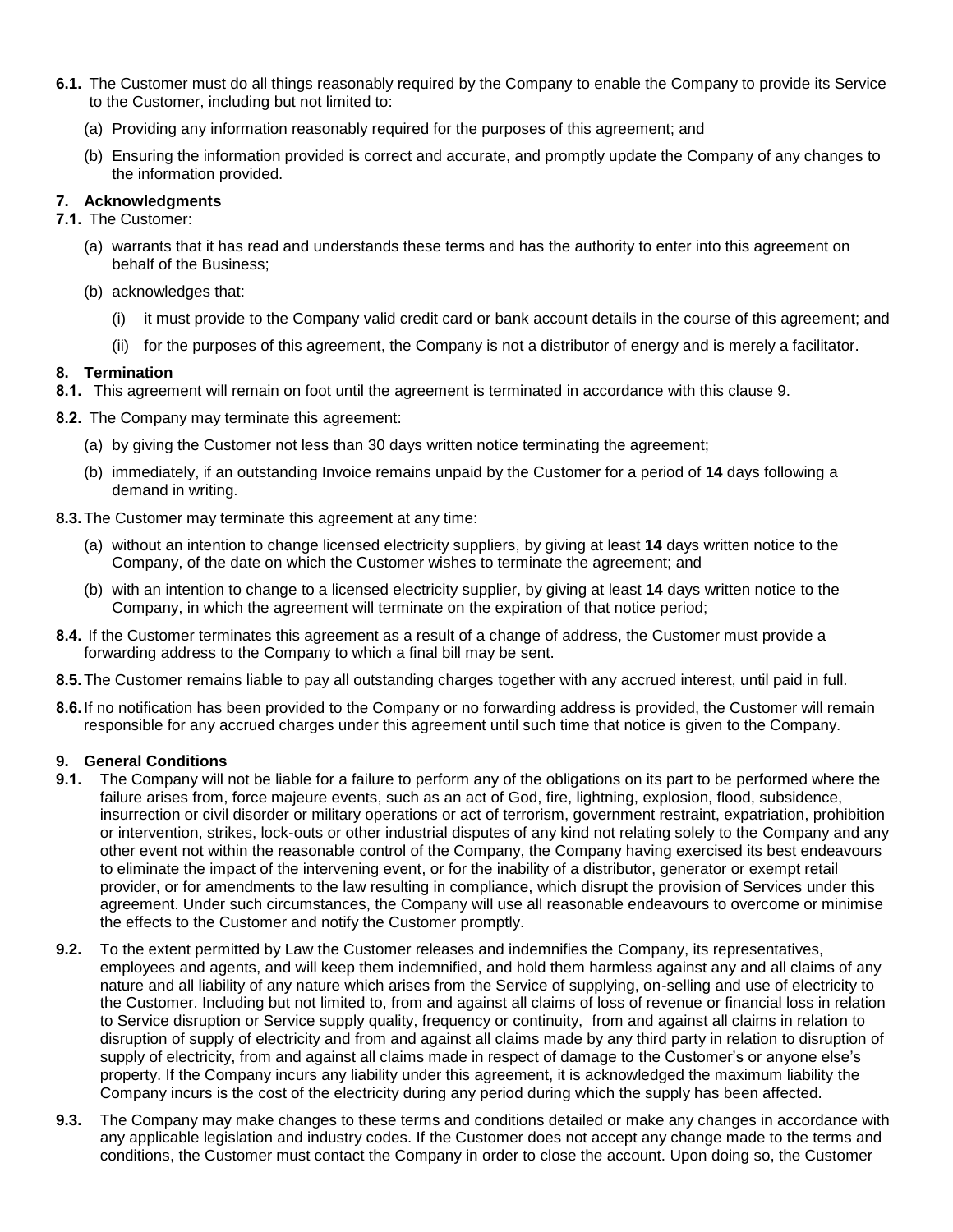**6.1.** The Customer must do all things reasonably required by the Company to enable the Company to provide its Service to the Customer, including but not limited to:

(a) Providing any information reasonably required for the purposes of this agreement; and

(b) Ensuring the information provided is correct and accurate, and promptly update the Company of any changes to the information provided.

## 7. Acknowledgments

**7.1.** The Customer:

(a) warrants that it has read and understands these terms and has the authority to enter into this agreement on behalf of the Business;

(b) acknowledges that:

(i) it must provide to the Company valid credit card or bank account details in the course of this agreement; and

(ii) for the purposes of this agreement, the Company is not a distributor of energy and is merely a facilitator.

## 8. Termination

**8.1.** This agreement will remain on foot until the agreement is terminated in accordance with this clause 9.

**8.2.** The Company may terminate this agreement:

(a) by giving the Customer not less than 30 days written notice terminating the agreement;

(b) immediately, if an outstanding Invoice remains unpaid by the Customer for a period of **14** days following a demand in writing.

**8.3.** The Customer may terminate this agreement at any time:

(a) without an intention to change licensed electricity suppliers, by giving at least **14** days written notice to the Company, of the date on which the Customer wishes to terminate the agreement; and

(b) with an intention to change to a licensed electricity supplier, by giving at least **14** days written notice to the Company, in which the agreement will terminate on the expiration of that notice period;

**8.4.** If the Customer terminates this agreement as a result of a change of address, the Customer must provide a forwarding address to the Company to which a final bill may be sent.

**8.5.** The Customer remains liable to pay all outstanding charges together with any accrued interest, until paid in full.

**8.6.** If no notification has been provided to the Company or no forwarding address is provided, the Customer will remain responsible for any accrued charges under this agreement until such time that notice is given to the Company.

## 9. General Conditions

**9.1.** The Company will not be liable for a failure to perform any of the obligations on its part to be performed where the failure arises from, force majeure events, such as an act of God, fire, lightning, explosion, flood, subsidence, insurrection or civil disorder or military operations or act of terrorism, government restraint, expatriation, prohibition or intervention, strikes, lock-outs or other industrial disputes of any kind not relating solely to the Company and any other event not within the reasonable control of the Company, the Company having exercised its best endeavours to eliminate the impact of the intervening event, or for the inability of a distributor, generator or exempt retail provider, or for amendments to the law resulting in compliance, which disrupt the provision of Services under this agreement. Under such circumstances, the Company will use all reasonable endeavours to overcome or minimise the effects to the Customer and notify the Customer promptly.

**9.2.** To the extent permitted by Law the Customer releases and indemnifies the Company, its representatives, employees and agents, and will keep them indemnified, and hold them harmless against any and all claims of any nature and all liability of any nature which arises from the Service of supplying, on-selling and use of electricity to the Customer. Including but not limited to, from and against all claims of loss of revenue or financial loss in relation to Service disruption or Service supply quality, frequency or continuity, from and against all claims in relation to disruption of supply of electricity and from and against all claims made by any third party in relation to disruption of supply of electricity, from and against all claims made in respect of damage to the Customer's or anyone else's property. If the Company incurs any liability under this agreement, it is acknowledged the maximum liability the Company incurs is the cost of the electricity during any period during which the supply has been affected.

**9.3.** The Company may make changes to these terms and conditions detailed or make any changes in accordance with any applicable legislation and industry codes. If the Customer does not accept any change made to the terms and conditions, the Customer must contact the Company in order to close the account. Upon doing so, the Customer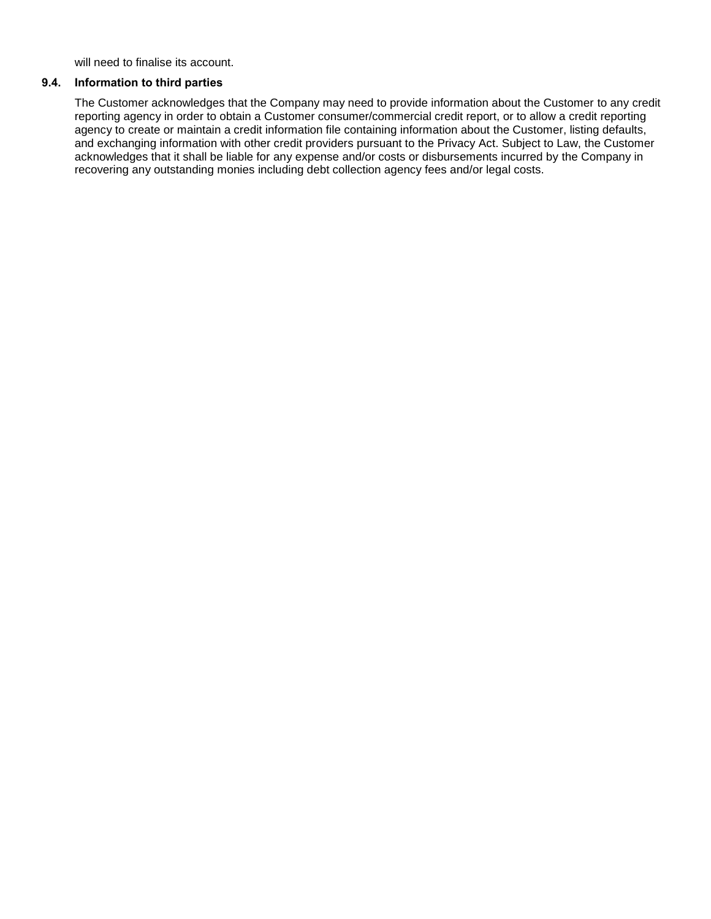will need to finalise its account.

### 9.4. Information to third parties

The Customer acknowledges that the Company may need to provide information about the Customer to any credit reporting agency in order to obtain a Customer consumer/commercial credit report, or to allow a credit reporting agency to create or maintain a credit information file containing information about the Customer, listing defaults, and exchanging information with other credit providers pursuant to the Privacy Act. Subject to Law, the Customer acknowledges that it shall be liable for any expense and/or costs or disbursements incurred by the Company in recovering any outstanding monies including debt collection agency fees and/or legal costs.